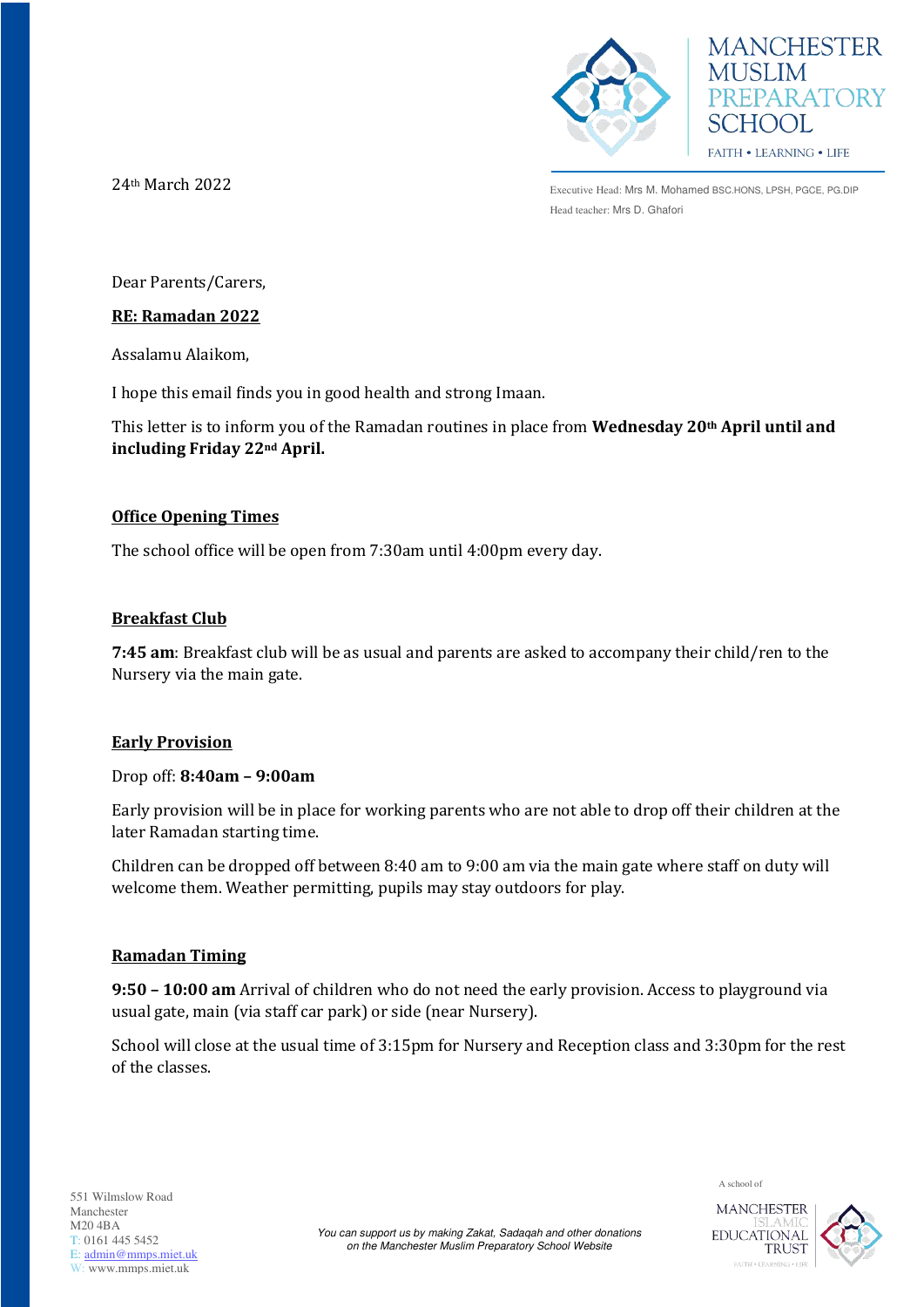MANCHESTER MUSLIM PREPARATORY SCHOOL

FAITH • LEARNING • LIFE

24th March 2022

Executive Head: Mrs M. Mohamed BSC.HONS, LPSH, PGCE, PG.DIP
Head teacher: Mrs D. Ghafori

Dear Parents/Carers,

**RE: Ramadan 2022**

Assalamu Alaikom,

I hope this email finds you in good health and strong Imaan.

This letter is to inform you of the Ramadan routines in place from **Wednesday 20th April until and including Friday 22nd April.**

## Office Opening Times

The school office will be open from 7:30am until 4:00pm every day.

## Breakfast Club

**7:45 am**: Breakfast club will be as usual and parents are asked to accompany their child/ren to the Nursery via the main gate.

## Early Provision

Drop off: **8:40am – 9:00am**

Early provision will be in place for working parents who are not able to drop off their children at the later Ramadan starting time.

Children can be dropped off between 8:40 am to 9:00 am via the main gate where staff on duty will welcome them. Weather permitting, pupils may stay outdoors for play.

## Ramadan Timing

**9:50 – 10:00 am** Arrival of children who do not need the early provision. Access to playground via usual gate, main (via staff car park) or side (near Nursery).

School will close at the usual time of 3:15pm for Nursery and Reception class and 3:30pm for the rest of the classes.

551 Wilmslow Road
Manchester
M20 4BA
T: 0161 445 5452
E: admin@mmps.miet.uk
W: www.mmps.miet.uk

*You can support us by making Zakat, Sadaqah and other donations on the Manchester Muslim Preparatory School Website*

A school of MANCHESTER ISLAMIC EDUCATIONAL TRUST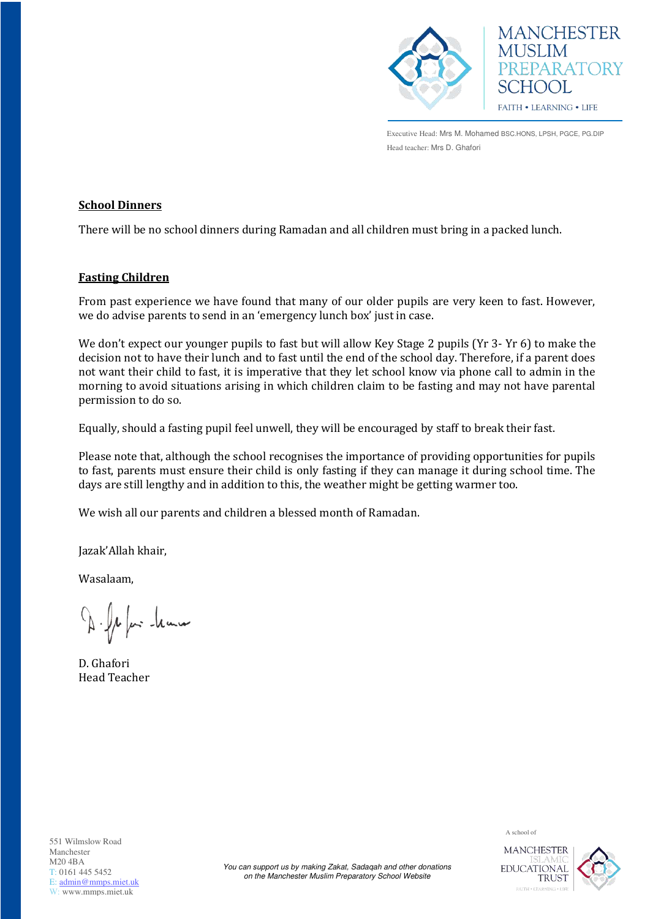MANCHESTER MUSLIM PREPARATORY SCHOOL

FAITH • LEARNING • LIFE

Executive Head: Mrs M. Mohamed BSC.HONS, LPSH, PGCE, PG.DIP

Head teacher: Mrs D. Ghafori

**School Dinners**

There will be no school dinners during Ramadan and all children must bring in a packed lunch.

**Fasting Children**

From past experience we have found that many of our older pupils are very keen to fast. However, we do advise parents to send in an 'emergency lunch box' just in case.

We don't expect our younger pupils to fast but will allow Key Stage 2 pupils (Yr 3- Yr 6) to make the decision not to have their lunch and to fast until the end of the school day. Therefore, if a parent does not want their child to fast, it is imperative that they let school know via phone call to admin in the morning to avoid situations arising in which children claim to be fasting and may not have parental permission to do so.

Equally, should a fasting pupil feel unwell, they will be encouraged by staff to break their fast.

Please note that, although the school recognises the importance of providing opportunities for pupils to fast, parents must ensure their child is only fasting if they can manage it during school time. The days are still lengthy and in addition to this, the weather might be getting warmer too.

We wish all our parents and children a blessed month of Ramadan.

Jazak'Allah khair,

Wasalaam,

D. Ghafori
Head Teacher

551 Wilmslow Road
Manchester
M20 4BA
T: 0161 445 5452
E: admin@mmps.miet.uk
W: www.mmps.miet.uk

*You can support us by making Zakat, Sadaqah and other donations on the Manchester Muslim Preparatory School Website*

A school of

MANCHESTER ISLAMIC EDUCATIONAL TRUST

FAITH • LEARNING • LIFE